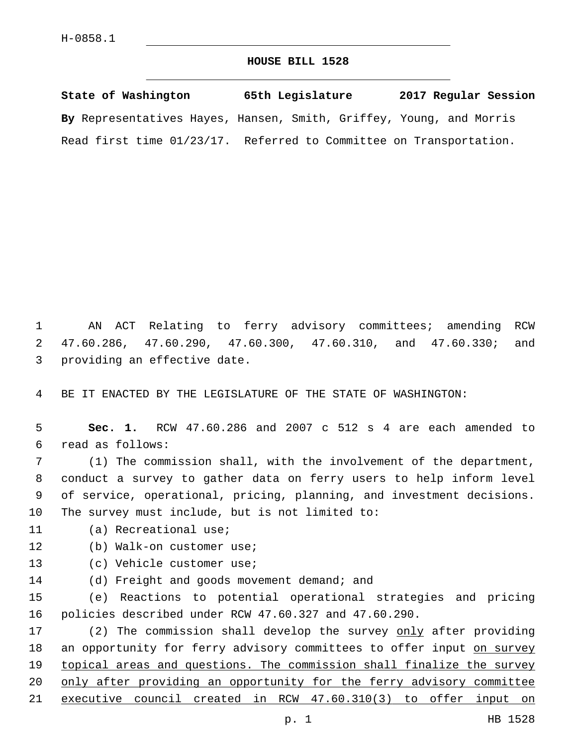H-0858.1

# HOUSE BILL 1528

**State of Washington 65th Legislature 2017 Regular Session**

**By** Representatives Hayes, Hansen, Smith, Griffey, Young, and Morris

Read first time 01/23/17. Referred to Committee on Transportation.

AN ACT Relating to ferry advisory committees; amending RCW 47.60.286, 47.60.290, 47.60.300, 47.60.310, and 47.60.330; and providing an effective date.

BE IT ENACTED BY THE LEGISLATURE OF THE STATE OF WASHINGTON:

**Sec. 1.** RCW 47.60.286 and 2007 c 512 s 4 are each amended to read as follows:

(1) The commission shall, with the involvement of the department, conduct a survey to gather data on ferry users to help inform level of service, operational, pricing, planning, and investment decisions. The survey must include, but is not limited to:

(a) Recreational use;

(b) Walk-on customer use;

(c) Vehicle customer use;

(d) Freight and goods movement demand; and

(e) Reactions to potential operational strategies and pricing policies described under RCW 47.60.327 and 47.60.290.

(2) The commission shall develop the survey <u>only</u> after providing an opportunity for ferry advisory committees to offer input <u>on survey topical areas and questions. The commission shall finalize the survey only after providing an opportunity for the ferry advisory committee executive council created in RCW 47.60.310(3) to offer input on</u>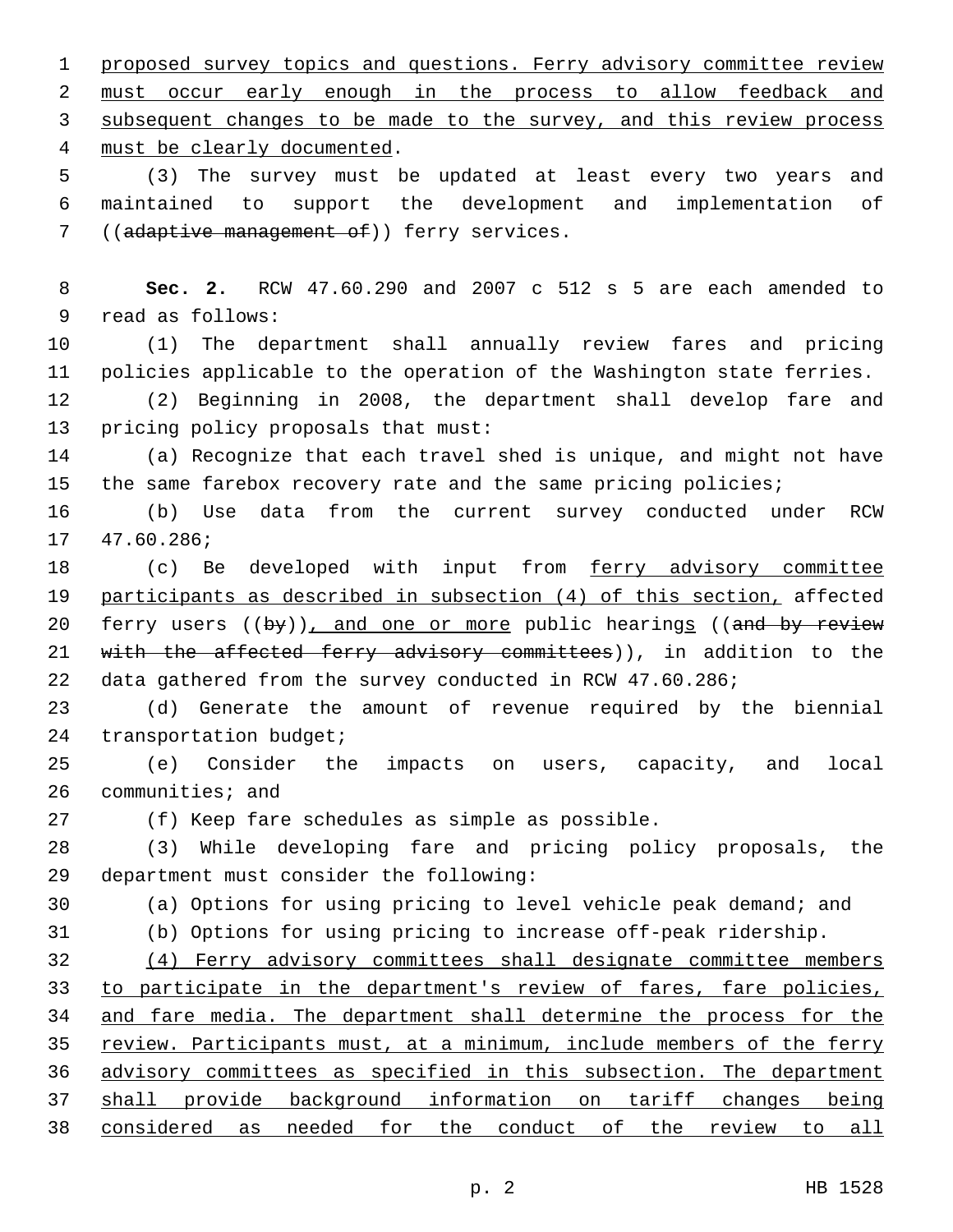proposed survey topics and questions. Ferry advisory committee review must occur early enough in the process to allow feedback and subsequent changes to be made to the survey, and this review process must be clearly documented.

(3) The survey must be updated at least every two years and maintained to support the development and implementation of ((~~adaptive management of~~)) ferry services.

**Sec. 2.** RCW 47.60.290 and 2007 c 512 s 5 are each amended to read as follows:

(1) The department shall annually review fares and pricing policies applicable to the operation of the Washington state ferries.

(2) Beginning in 2008, the department shall develop fare and pricing policy proposals that must:

(a) Recognize that each travel shed is unique, and might not have the same farebox recovery rate and the same pricing policies;

(b) Use data from the current survey conducted under RCW 47.60.286;

(c) Be developed with input from ferry advisory committee participants as described in subsection (4) of this section, affected ferry users ((~~by~~)), and one or more public hearings ((~~and by review with the affected ferry advisory committees~~)), in addition to the data gathered from the survey conducted in RCW 47.60.286;

(d) Generate the amount of revenue required by the biennial transportation budget;

(e) Consider the impacts on users, capacity, and local communities; and

(f) Keep fare schedules as simple as possible.

(3) While developing fare and pricing policy proposals, the department must consider the following:

(a) Options for using pricing to level vehicle peak demand; and

(b) Options for using pricing to increase off-peak ridership.

(4) Ferry advisory committees shall designate committee members to participate in the department's review of fares, fare policies, and fare media. The department shall determine the process for the review. Participants must, at a minimum, include members of the ferry advisory committees as specified in this subsection. The department shall provide background information on tariff changes being considered as needed for the conduct of the review to all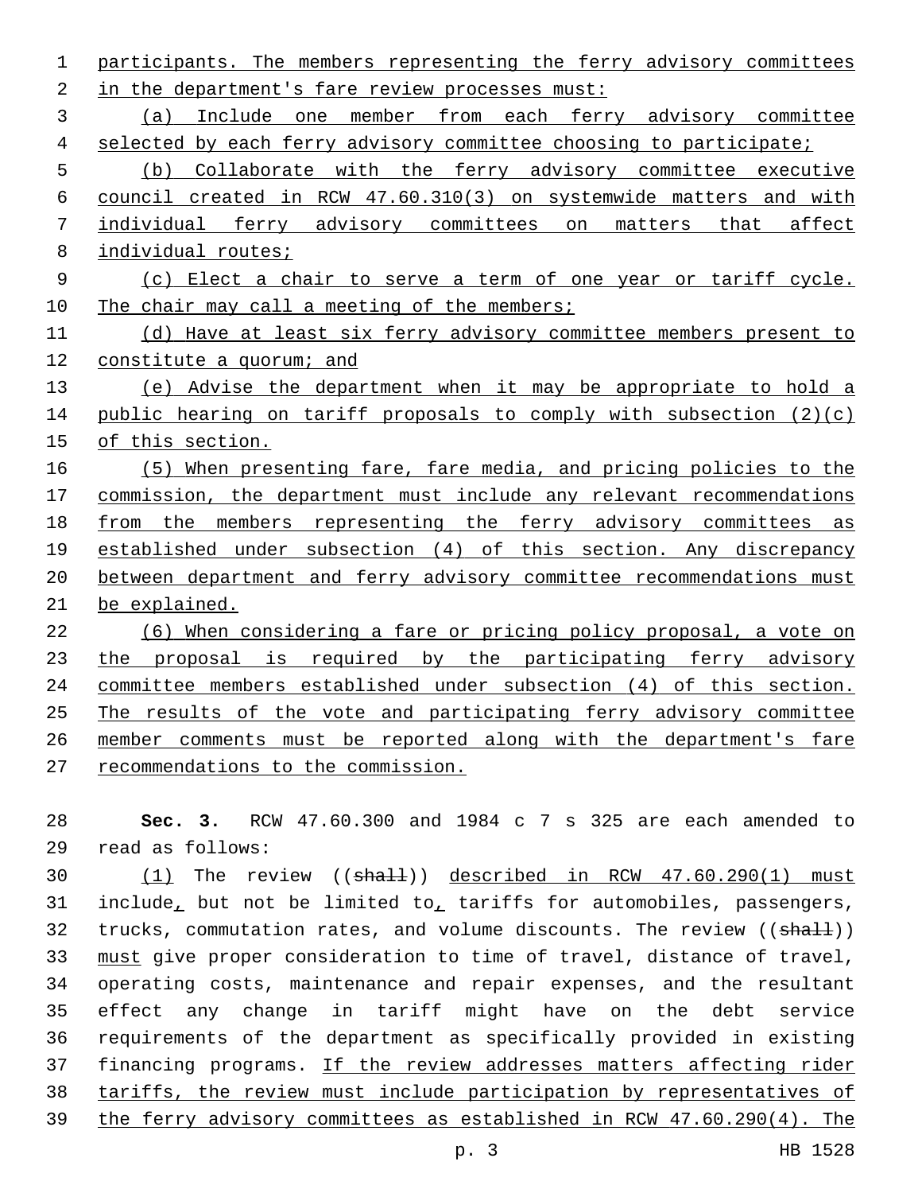participants. The members representing the ferry advisory committees in the department's fare review processes must:

(a) Include one member from each ferry advisory committee selected by each ferry advisory committee choosing to participate;

(b) Collaborate with the ferry advisory committee executive council created in RCW 47.60.310(3) on systemwide matters and with individual ferry advisory committees on matters that affect individual routes;

(c) Elect a chair to serve a term of one year or tariff cycle. The chair may call a meeting of the members;

(d) Have at least six ferry advisory committee members present to constitute a quorum; and

(e) Advise the department when it may be appropriate to hold a public hearing on tariff proposals to comply with subsection (2)(c) of this section.

(5) When presenting fare, fare media, and pricing policies to the commission, the department must include any relevant recommendations from the members representing the ferry advisory committees as established under subsection (4) of this section. Any discrepancy between department and ferry advisory committee recommendations must be explained.

(6) When considering a fare or pricing policy proposal, a vote on the proposal is required by the participating ferry advisory committee members established under subsection (4) of this section. The results of the vote and participating ferry advisory committee member comments must be reported along with the department's fare recommendations to the commission.

**Sec. 3.** RCW 47.60.300 and 1984 c 7 s 325 are each amended to read as follows:

(1) The review ((~~shall~~)) described in RCW 47.60.290(1) must include, but not be limited to, tariffs for automobiles, passengers, trucks, commutation rates, and volume discounts. The review ((~~shall~~)) must give proper consideration to time of travel, distance of travel, operating costs, maintenance and repair expenses, and the resultant effect any change in tariff might have on the debt service requirements of the department as specifically provided in existing financing programs. If the review addresses matters affecting rider tariffs, the review must include participation by representatives of the ferry advisory committees as established in RCW 47.60.290(4). The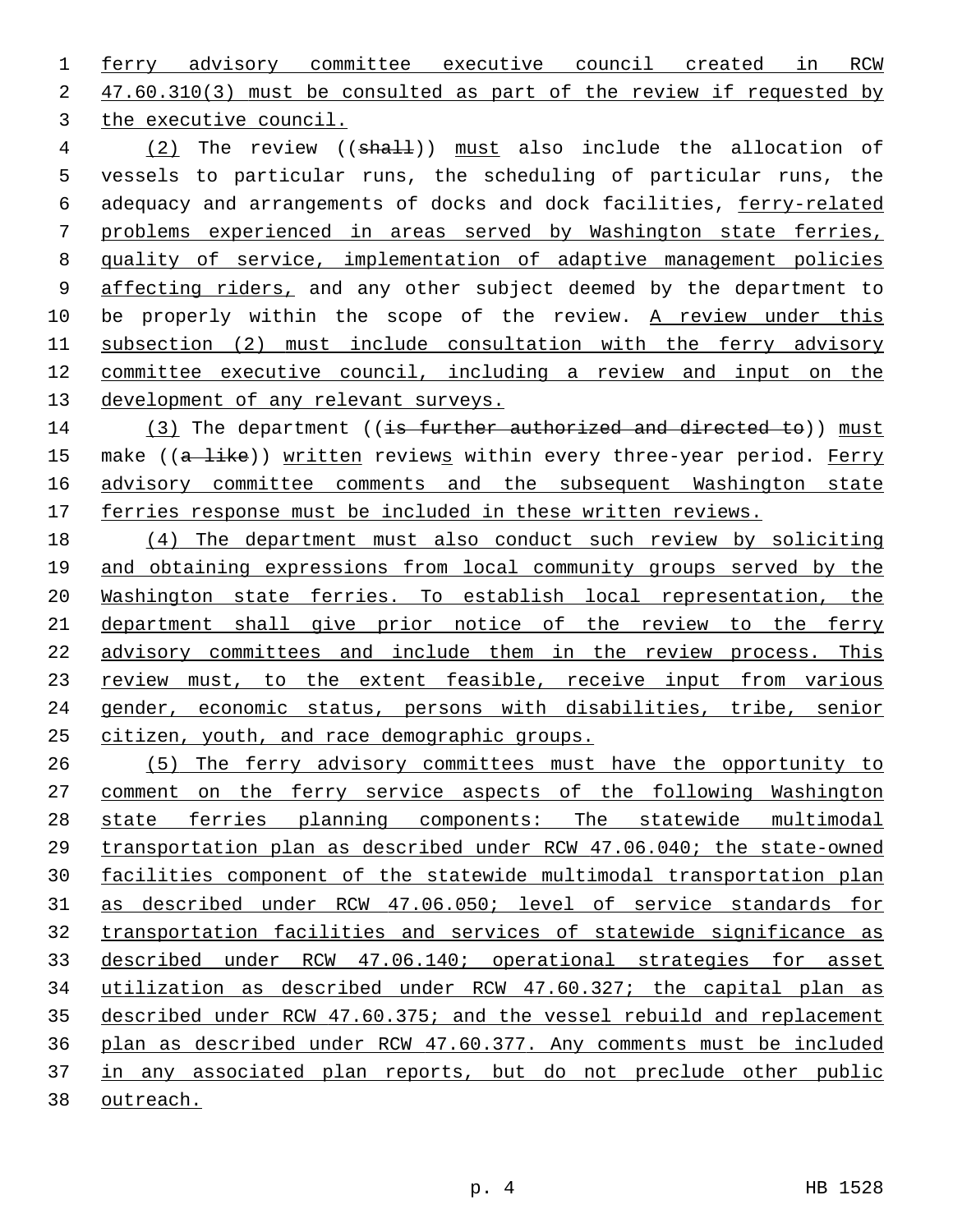ferry advisory committee executive council created in RCW 47.60.310(3) must be consulted as part of the review if requested by the executive council.

(2) The review ((~~shall~~)) must also include the allocation of vessels to particular runs, the scheduling of particular runs, the adequacy and arrangements of docks and dock facilities, ferry-related problems experienced in areas served by Washington state ferries, quality of service, implementation of adaptive management policies affecting riders, and any other subject deemed by the department to be properly within the scope of the review. A review under this subsection (2) must include consultation with the ferry advisory committee executive council, including a review and input on the development of any relevant surveys.

(3) The department ((~~is further authorized and directed to~~)) must make ((~~a like~~)) written reviews within every three-year period. Ferry advisory committee comments and the subsequent Washington state ferries response must be included in these written reviews.

(4) The department must also conduct such review by soliciting and obtaining expressions from local community groups served by the Washington state ferries. To establish local representation, the department shall give prior notice of the review to the ferry advisory committees and include them in the review process. This review must, to the extent feasible, receive input from various gender, economic status, persons with disabilities, tribe, senior citizen, youth, and race demographic groups.

(5) The ferry advisory committees must have the opportunity to comment on the ferry service aspects of the following Washington state ferries planning components: The statewide multimodal transportation plan as described under RCW 47.06.040; the state-owned facilities component of the statewide multimodal transportation plan as described under RCW 47.06.050; level of service standards for transportation facilities and services of statewide significance as described under RCW 47.06.140; operational strategies for asset utilization as described under RCW 47.60.327; the capital plan as described under RCW 47.60.375; and the vessel rebuild and replacement plan as described under RCW 47.60.377. Any comments must be included in any associated plan reports, but do not preclude other public outreach.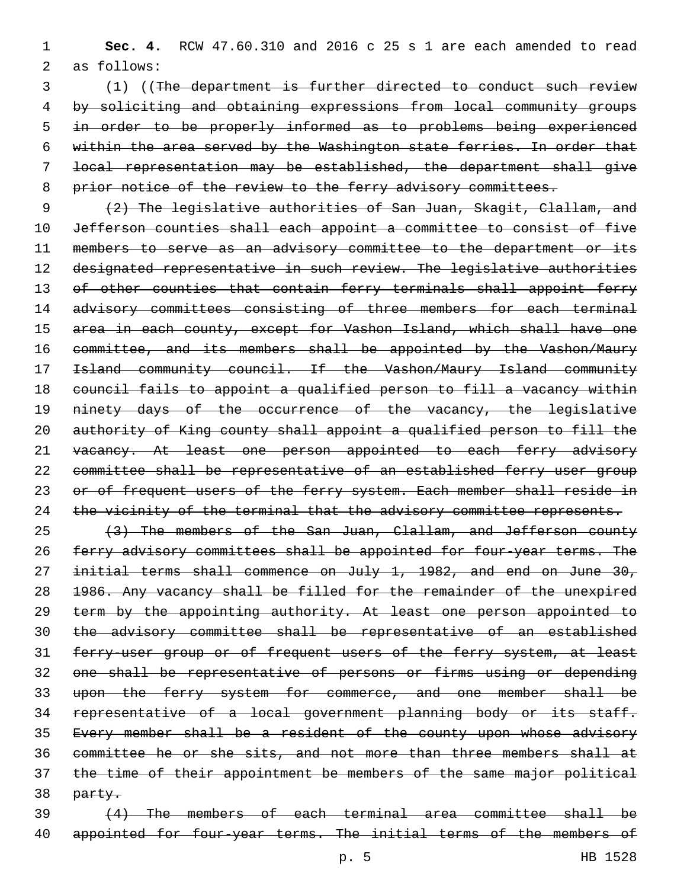**Sec. 4.** RCW 47.60.310 and 2016 c 25 s 1 are each amended to read as follows:

(1) ((~~The department is further directed to conduct such review by soliciting and obtaining expressions from local community groups in order to be properly informed as to problems being experienced within the area served by the Washington state ferries. In order that local representation may be established, the department shall give prior notice of the review to the ferry advisory committees.~~

~~(2) The legislative authorities of San Juan, Skagit, Clallam, and Jefferson counties shall each appoint a committee to consist of five members to serve as an advisory committee to the department or its designated representative in such review. The legislative authorities of other counties that contain ferry terminals shall appoint ferry advisory committees consisting of three members for each terminal area in each county, except for Vashon Island, which shall have one committee, and its members shall be appointed by the Vashon/Maury Island community council. If the Vashon/Maury Island community council fails to appoint a qualified person to fill a vacancy within ninety days of the occurrence of the vacancy, the legislative authority of King county shall appoint a qualified person to fill the vacancy. At least one person appointed to each ferry advisory committee shall be representative of an established ferry user group or of frequent users of the ferry system. Each member shall reside in the vicinity of the terminal that the advisory committee represents.~~

~~(3) The members of the San Juan, Clallam, and Jefferson county ferry advisory committees shall be appointed for four-year terms. The initial terms shall commence on July 1, 1982, and end on June 30, 1986. Any vacancy shall be filled for the remainder of the unexpired term by the appointing authority. At least one person appointed to the advisory committee shall be representative of an established ferry-user group or of frequent users of the ferry system, at least one shall be representative of persons or firms using or depending upon the ferry system for commerce, and one member shall be representative of a local government planning body or its staff. Every member shall be a resident of the county upon whose advisory committee he or she sits, and not more than three members shall at the time of their appointment be members of the same major political party.~~

~~(4) The members of each terminal area committee shall be appointed for four-year terms. The initial terms of the members of~~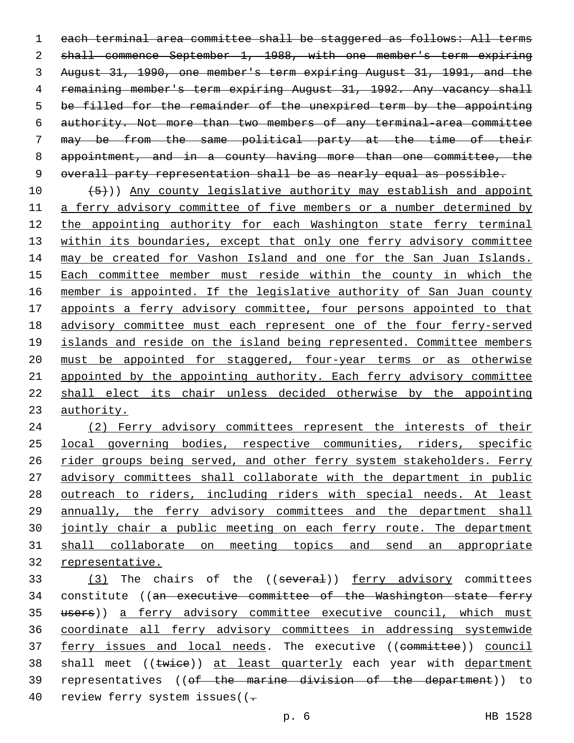each terminal area committee shall be staggered as follows: All terms shall commence September 1, 1988, with one member's term expiring August 31, 1990, one member's term expiring August 31, 1991, and the remaining member's term expiring August 31, 1992. Any vacancy shall be filled for the remainder of the unexpired term by the appointing authority. Not more than two members of any terminal-area committee may be from the same political party at the time of their appointment, and in a county having more than one committee, the overall party representation shall be as nearly equal as possible.

(5))) Any county legislative authority may establish and appoint a ferry advisory committee of five members or a number determined by the appointing authority for each Washington state ferry terminal within its boundaries, except that only one ferry advisory committee may be created for Vashon Island and one for the San Juan Islands. Each committee member must reside within the county in which the member is appointed. If the legislative authority of San Juan county appoints a ferry advisory committee, four persons appointed to that advisory committee must each represent one of the four ferry-served islands and reside on the island being represented. Committee members must be appointed for staggered, four-year terms or as otherwise appointed by the appointing authority. Each ferry advisory committee shall elect its chair unless decided otherwise by the appointing authority.

(2) Ferry advisory committees represent the interests of their local governing bodies, respective communities, riders, specific rider groups being served, and other ferry system stakeholders. Ferry advisory committees shall collaborate with the department in public outreach to riders, including riders with special needs. At least annually, the ferry advisory committees and the department shall jointly chair a public meeting on each ferry route. The department shall collaborate on meeting topics and send an appropriate representative.

(3) The chairs of the ((several)) ferry advisory committees constitute ((an executive committee of the Washington state ferry users)) a ferry advisory committee executive council, which must coordinate all ferry advisory committees in addressing systemwide ferry issues and local needs. The executive ((committee)) council shall meet ((twice)) at least quarterly each year with department representatives ((of the marine division of the department)) to review ferry system issues((.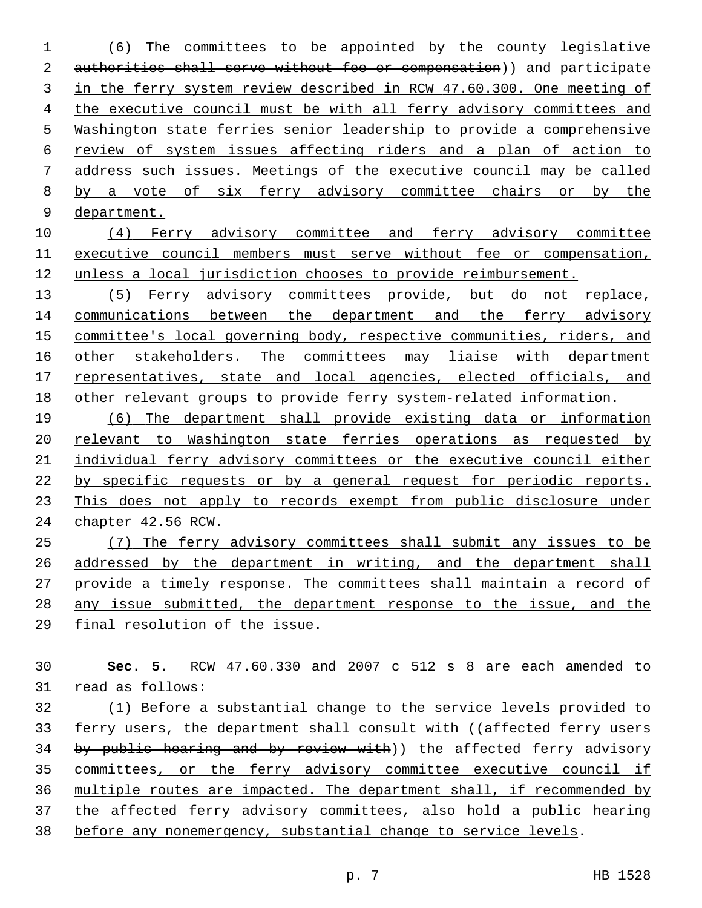(6) The committees to be appointed by the county legislative authorities shall serve without fee or compensation)) and participate in the ferry system review described in RCW 47.60.300. One meeting of the executive council must be with all ferry advisory committees and Washington state ferries senior leadership to provide a comprehensive review of system issues affecting riders and a plan of action to address such issues. Meetings of the executive council may be called by a vote of six ferry advisory committee chairs or by the department.

(4) Ferry advisory committee and ferry advisory committee executive council members must serve without fee or compensation, unless a local jurisdiction chooses to provide reimbursement.

(5) Ferry advisory committees provide, but do not replace, communications between the department and the ferry advisory committee's local governing body, respective communities, riders, and other stakeholders. The committees may liaise with department representatives, state and local agencies, elected officials, and other relevant groups to provide ferry system-related information.

(6) The department shall provide existing data or information relevant to Washington state ferries operations as requested by individual ferry advisory committees or the executive council either by specific requests or by a general request for periodic reports. This does not apply to records exempt from public disclosure under chapter 42.56 RCW.

(7) The ferry advisory committees shall submit any issues to be addressed by the department in writing, and the department shall provide a timely response. The committees shall maintain a record of any issue submitted, the department response to the issue, and the final resolution of the issue.

**Sec. 5.** RCW 47.60.330 and 2007 c 512 s 8 are each amended to read as follows:

(1) Before a substantial change to the service levels provided to ferry users, the department shall consult with ((affected ferry users by public hearing and by review with)) the affected ferry advisory committees, or the ferry advisory committee executive council if multiple routes are impacted. The department shall, if recommended by the affected ferry advisory committees, also hold a public hearing before any nonemergency, substantial change to service levels.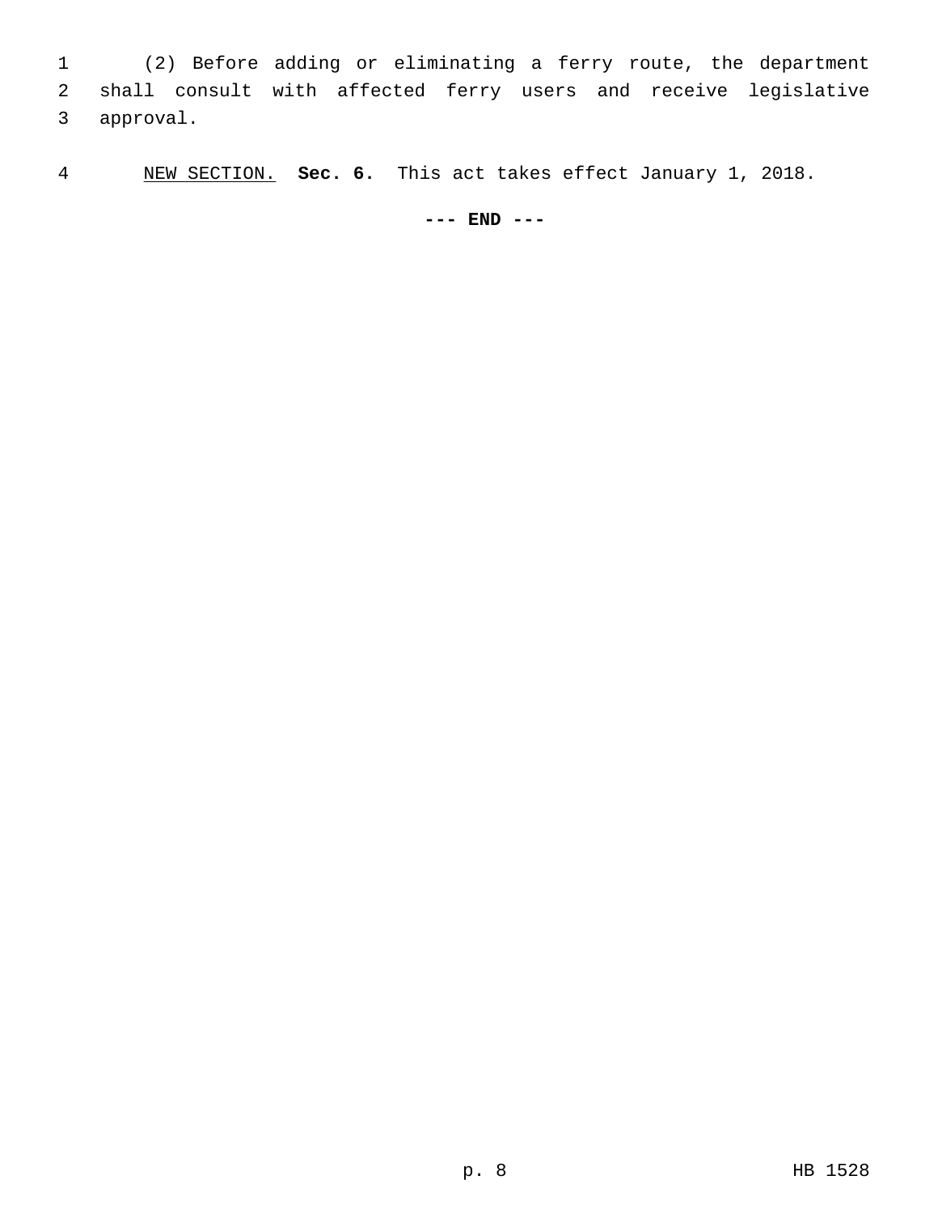(2) Before adding or eliminating a ferry route, the department shall consult with affected ferry users and receive legislative approval.

NEW SECTION. **Sec. 6.** This act takes effect January 1, 2018.

**--- END ---**